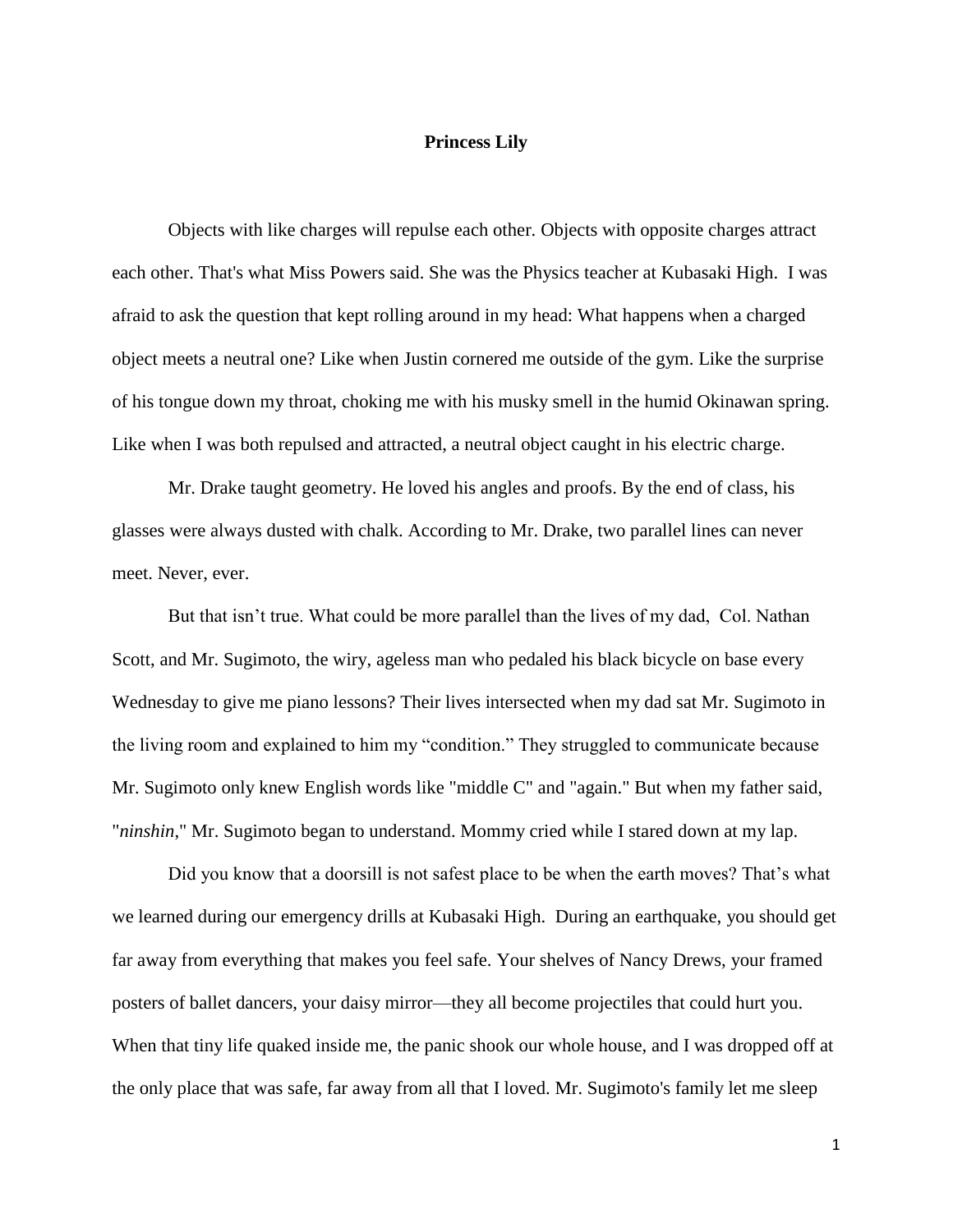# Princess Lily

Objects with like charges will repulse each other. Objects with opposite charges attract each other. That's what Miss Powers said. She was the Physics teacher at Kubasaki High. I was afraid to ask the question that kept rolling around in my head: What happens when a charged object meets a neutral one? Like when Justin cornered me outside of the gym. Like the surprise of his tongue down my throat, choking me with his musky smell in the humid Okinawan spring. Like when I was both repulsed and attracted, a neutral object caught in his electric charge.

Mr. Drake taught geometry. He loved his angles and proofs. By the end of class, his glasses were always dusted with chalk. According to Mr. Drake, two parallel lines can never meet. Never, ever.

But that isn't true. What could be more parallel than the lives of my dad, Col. Nathan Scott, and Mr. Sugimoto, the wiry, ageless man who pedaled his black bicycle on base every Wednesday to give me piano lessons? Their lives intersected when my dad sat Mr. Sugimoto in the living room and explained to him my "condition." They struggled to communicate because Mr. Sugimoto only knew English words like "middle C" and "again." But when my father said, "*ninshin*," Mr. Sugimoto began to understand. Mommy cried while I stared down at my lap.

Did you know that a doorsill is not safest place to be when the earth moves? That's what we learned during our emergency drills at Kubasaki High. During an earthquake, you should get far away from everything that makes you feel safe. Your shelves of Nancy Drews, your framed posters of ballet dancers, your daisy mirror—they all become projectiles that could hurt you. When that tiny life quaked inside me, the panic shook our whole house, and I was dropped off at the only place that was safe, far away from all that I loved. Mr. Sugimoto's family let me sleep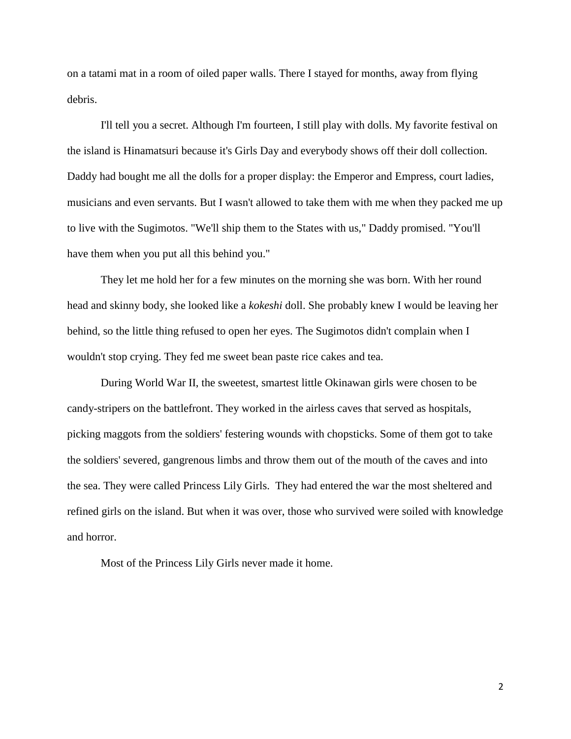on a tatami mat in a room of oiled paper walls. There I stayed for months, away from flying debris.

I'll tell you a secret. Although I'm fourteen, I still play with dolls. My favorite festival on the island is Hinamatsuri because it's Girls Day and everybody shows off their doll collection. Daddy had bought me all the dolls for a proper display: the Emperor and Empress, court ladies, musicians and even servants. But I wasn't allowed to take them with me when they packed me up to live with the Sugimotos. "We'll ship them to the States with us," Daddy promised. "You'll have them when you put all this behind you."

They let me hold her for a few minutes on the morning she was born. With her round head and skinny body, she looked like a *kokeshi* doll. She probably knew I would be leaving her behind, so the little thing refused to open her eyes. The Sugimotos didn't complain when I wouldn't stop crying. They fed me sweet bean paste rice cakes and tea.

During World War II, the sweetest, smartest little Okinawan girls were chosen to be candy-stripers on the battlefront. They worked in the airless caves that served as hospitals, picking maggots from the soldiers' festering wounds with chopsticks. Some of them got to take the soldiers' severed, gangrenous limbs and throw them out of the mouth of the caves and into the sea. They were called Princess Lily Girls. They had entered the war the most sheltered and refined girls on the island. But when it was over, those who survived were soiled with knowledge and horror.

Most of the Princess Lily Girls never made it home.